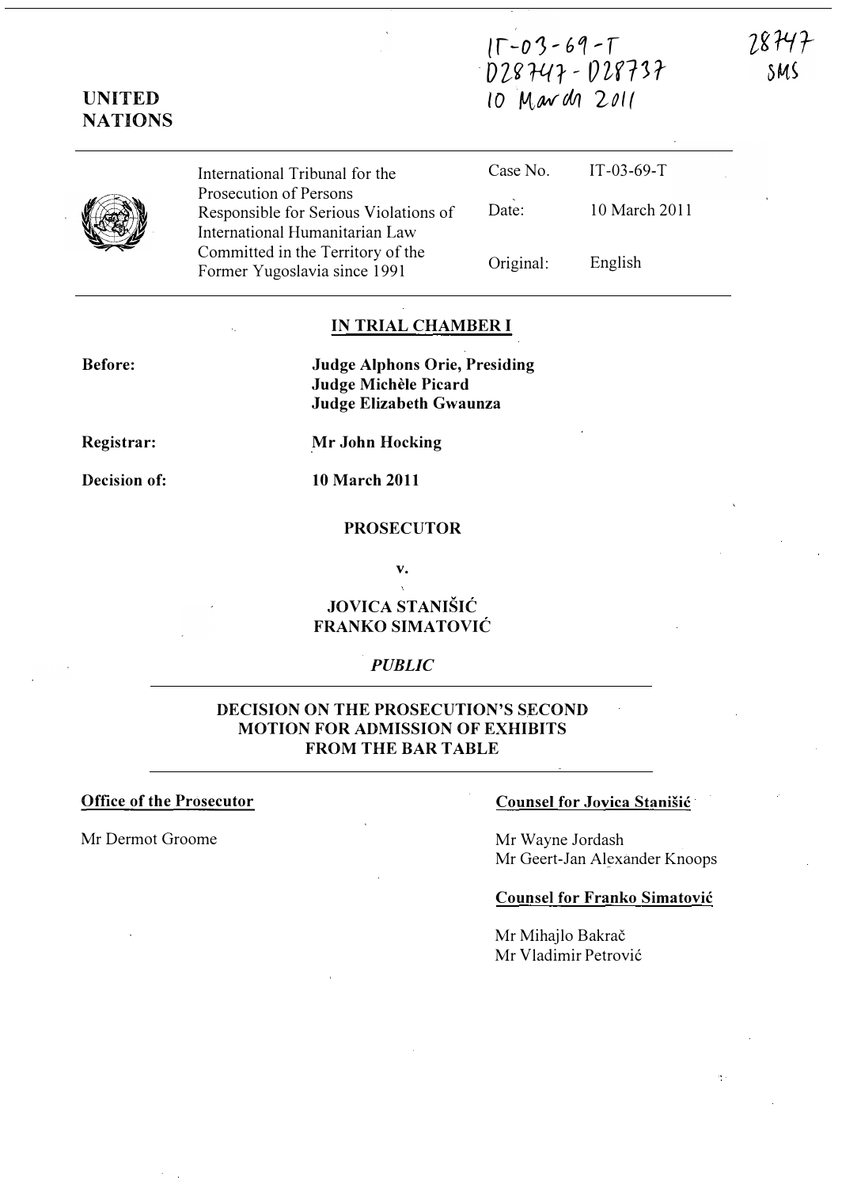IT-03-69-T
D28747 - D28737
10 March 2011

28747
SMS

**UNITED NATIONS**

| | | |
|---|---|---|
| International Tribunal for the Prosecution of Persons Responsible for Serious Violations of International Humanitarian Law Committed in the Territory of the Former Yugoslavia since 1991 | Case No. | IT-03-69-T |
| | Date: | 10 March 2011 |
| | Original: | English |

## IN TRIAL CHAMBER I

**Before:** **Judge Alphons Orie, Presiding**
**Judge Michèle Picard**
**Judge Elizabeth Gwaunza**

**Registrar:** **Mr John Hocking**

**Decision of:** **10 March 2011**

**PROSECUTOR**

**v.**

**JOVICA STANIŠIĆ**
**FRANKO SIMATOVIĆ**

***PUBLIC***

## DECISION ON THE PROSECUTION'S SECOND MOTION FOR ADMISSION OF EXHIBITS FROM THE BAR TABLE

**Office of the Prosecutor**

Mr Dermot Groome

**Counsel for Jovica Stanišić**

Mr Wayne Jordash
Mr Geert-Jan Alexander Knoops

**Counsel for Franko Simatović**

Mr Mihajlo Bakrač
Mr Vladimir Petrović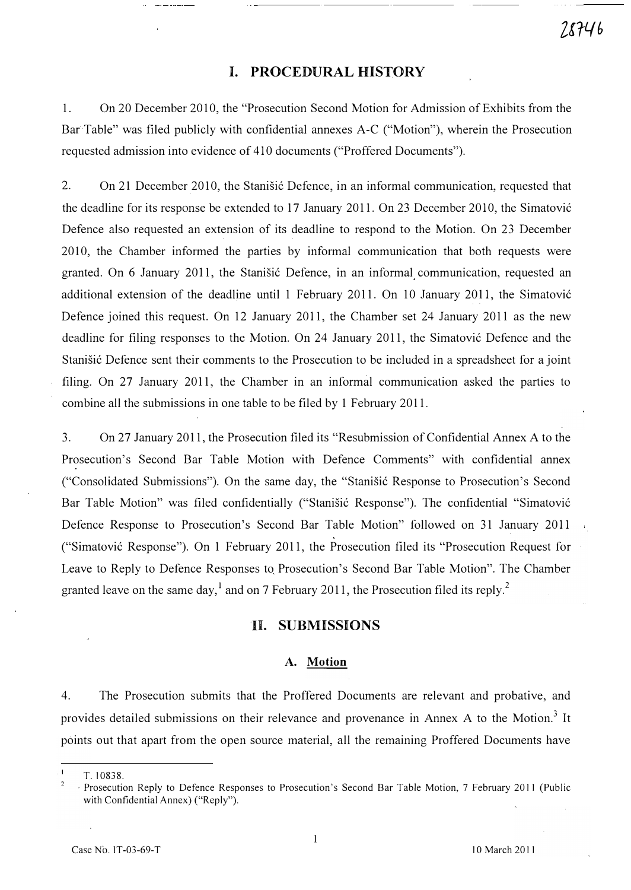## I. PROCEDURAL HISTORY

1. On 20 December 2010, the "Prosecution Second Motion for Admission of Exhibits from the Bar Table" was filed publicly with confidential annexes A-C ("Motion"), wherein the Prosecution requested admission into evidence of 410 documents ("Proffered Documents").

2. On 21 December 2010, the Stanišić Defence, in an informal communication, requested that the deadline for its response be extended to 17 January 2011. On 23 December 2010, the Simatović Defence also requested an extension of its deadline to respond to the Motion. On 23 December 2010, the Chamber informed the parties by informal communication that both requests were granted. On 6 January 2011, the Stanišić Defence, in an informal communication, requested an additional extension of the deadline until 1 February 2011. On 10 January 2011, the Simatović Defence joined this request. On 12 January 2011, the Chamber set 24 January 2011 as the new deadline for filing responses to the Motion. On 24 January 2011, the Simatović Defence and the Stanišić Defence sent their comments to the Prosecution to be included in a spreadsheet for a joint filing. On 27 January 2011, the Chamber in an informal communication asked the parties to combine all the submissions in one table to be filed by 1 February 2011.

3. On 27 January 2011, the Prosecution filed its "Resubmission of Confidential Annex A to the Prosecution's Second Bar Table Motion with Defence Comments" with confidential annex ("Consolidated Submissions"). On the same day, the "Stanišić Response to Prosecution's Second Bar Table Motion" was filed confidentially ("Stanišić Response"). The confidential "Simatović Defence Response to Prosecution's Second Bar Table Motion" followed on 31 January 2011 ("Simatović Response"). On 1 February 2011, the Prosecution filed its "Prosecution Request for Leave to Reply to Defence Responses to Prosecution's Second Bar Table Motion". The Chamber granted leave on the same day,[1] and on 7 February 2011, the Prosecution filed its reply.[2]

## II. SUBMISSIONS

### A. Motion

4. The Prosecution submits that the Proffered Documents are relevant and probative, and provides detailed submissions on their relevance and provenance in Annex A to the Motion.[3] It points out that apart from the open source material, all the remaining Proffered Documents have

---

[1] T. 10838.

[2] Prosecution Reply to Defence Responses to Prosecution's Second Bar Table Motion, 7 February 2011 (Public with Confidential Annex) ("Reply").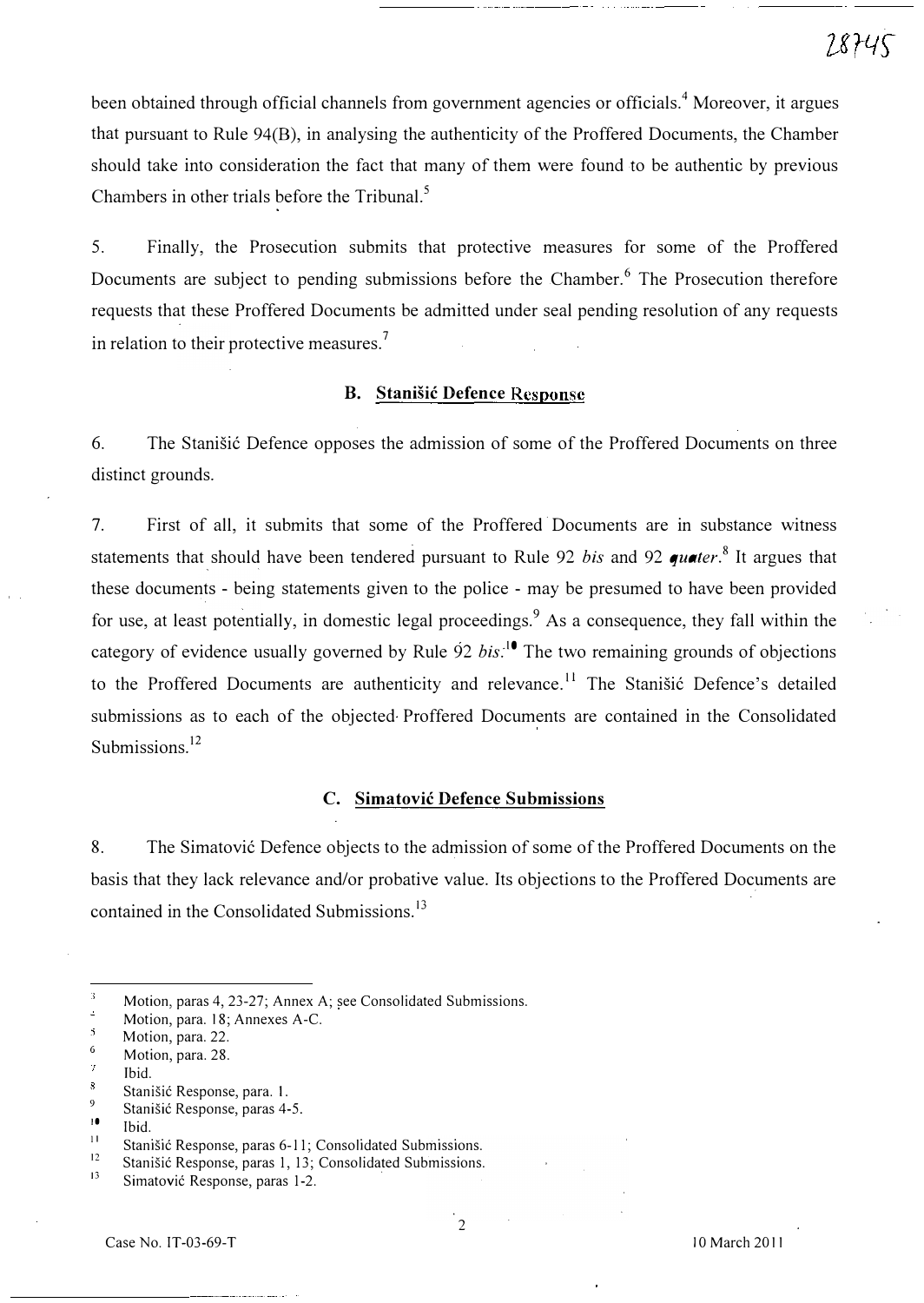been obtained through official channels from government agencies or officials.[4] Moreover, it argues that pursuant to Rule 94(B), in analysing the authenticity of the Proffered Documents, the Chamber should take into consideration the fact that many of them were found to be authentic by previous Chambers in other trials before the Tribunal.[5]

5. Finally, the Prosecution submits that protective measures for some of the Proffered Documents are subject to pending submissions before the Chamber.[6] The Prosecution therefore requests that these Proffered Documents be admitted under seal pending resolution of any requests in relation to their protective measures.[7]

### B. Stanišić Defence Response

6. The Stanišić Defence opposes the admission of some of the Proffered Documents on three distinct grounds.

7. First of all, it submits that some of the Proffered Documents are in substance witness statements that should have been tendered pursuant to Rule 92 *bis* and 92 *quater*.[8] It argues that these documents - being statements given to the police - may be presumed to have been provided for use, at least potentially, in domestic legal proceedings.[9] As a consequence, they fall within the category of evidence usually governed by Rule 92 *bis*.[10] The two remaining grounds of objections to the Proffered Documents are authenticity and relevance.[11] The Stanišić Defence's detailed submissions as to each of the objected Proffered Documents are contained in the Consolidated Submissions.[12]

### C. Simatović Defence Submissions

8. The Simatović Defence objects to the admission of some of the Proffered Documents on the basis that they lack relevance and/or probative value. Its objections to the Proffered Documents are contained in the Consolidated Submissions.[13]

---

[3] Motion, paras 4, 23-27; Annex A; see Consolidated Submissions.
[4] Motion, para. 18; Annexes A-C.
[5] Motion, para. 22.
[6] Motion, para. 28.
[7] Ibid.
[8] Stanišić Response, para. 1.
[9] Stanišić Response, paras 4-5.
[10] Ibid.
[11] Stanišić Response, paras 6-11; Consolidated Submissions.
[12] Stanišić Response, paras 1, 13; Consolidated Submissions.
[13] Simatović Response, paras 1-2.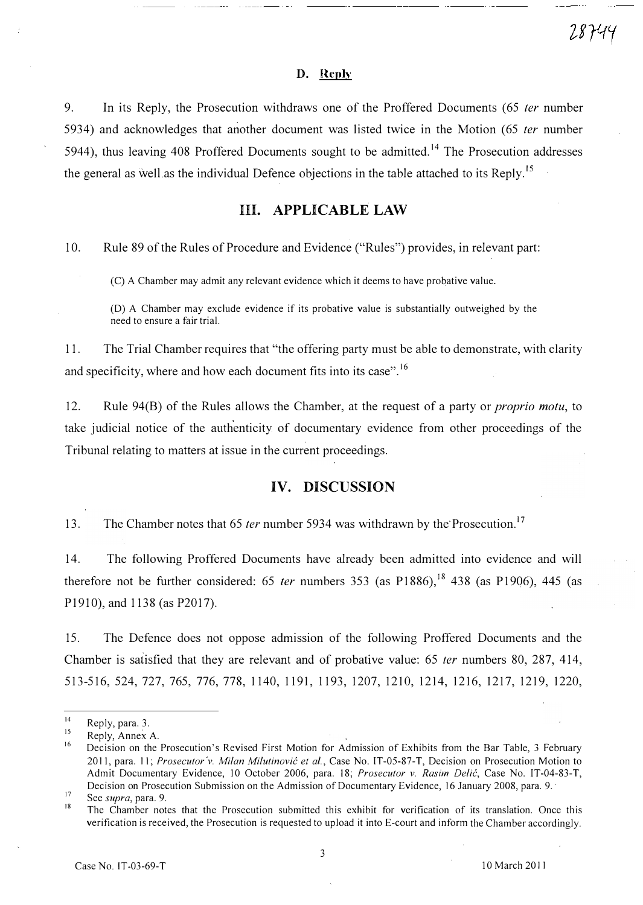### D. Reply

9. In its Reply, the Prosecution withdraws one of the Proffered Documents (65 *ter* number 5934) and acknowledges that another document was listed twice in the Motion (65 *ter* number 5944), thus leaving 408 Proffered Documents sought to be admitted.[14] The Prosecution addresses the general as well as the individual Defence objections in the table attached to its Reply.[15]

## III. APPLICABLE LAW

10. Rule 89 of the Rules of Procedure and Evidence ("Rules") provides, in relevant part:

> (C) A Chamber may admit any relevant evidence which it deems to have probative value.
>
> (D) A Chamber may exclude evidence if its probative value is substantially outweighed by the need to ensure a fair trial.

11. The Trial Chamber requires that "the offering party must be able to demonstrate, with clarity and specificity, where and how each document fits into its case".[16]

12. Rule 94(B) of the Rules allows the Chamber, at the request of a party or *proprio motu*, to take judicial notice of the authenticity of documentary evidence from other proceedings of the Tribunal relating to matters at issue in the current proceedings.

## IV. DISCUSSION

13. The Chamber notes that 65 *ter* number 5934 was withdrawn by the Prosecution.[17]

14. The following Proffered Documents have already been admitted into evidence and will therefore not be further considered: 65 *ter* numbers 353 (as P1886),[18] 438 (as P1906), 445 (as P1910), and 1138 (as P2017).

15. The Defence does not oppose admission of the following Proffered Documents and the Chamber is satisfied that they are relevant and of probative value: 65 *ter* numbers 80, 287, 414, 513-516, 524, 727, 765, 776, 778, 1140, 1191, 1193, 1207, 1210, 1214, 1216, 1217, 1219, 1220,

---

[14] Reply, para. 3.

[15] Reply, Annex A.

[16] Decision on the Prosecution's Revised First Motion for Admission of Exhibits from the Bar Table, 3 February 2011, para. 11; *Prosecutor v. Milan Milutinović et al.*, Case No. IT-05-87-T, Decision on Prosecution Motion to Admit Documentary Evidence, 10 October 2006, para. 18; *Prosecutor v. Rasim Delić*, Case No. IT-04-83-T, Decision on Prosecution Submission on the Admission of Documentary Evidence, 16 January 2008, para. 9.

[17] See *supra*, para. 9.

[18] The Chamber notes that the Prosecution submitted this exhibit for verification of its translation. Once this verification is received, the Prosecution is requested to upload it into E-court and inform the Chamber accordingly.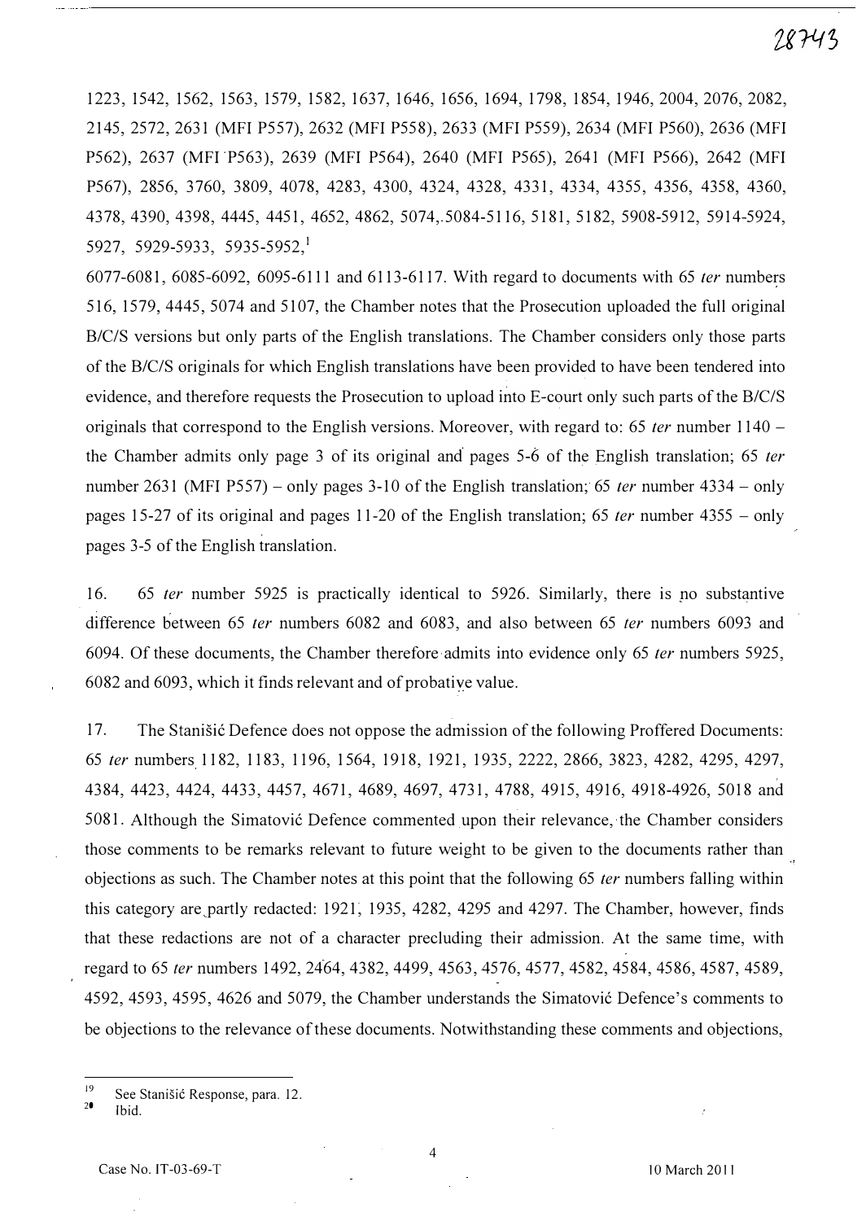1223, 1542, 1562, 1563, 1579, 1582, 1637, 1646, 1656, 1694, 1798, 1854, 1946, 2004, 2076, 2082, 2145, 2572, 2631 (MFI P557), 2632 (MFI P558), 2633 (MFI P559), 2634 (MFI P560), 2636 (MFI P562), 2637 (MFI P563), 2639 (MFI P564), 2640 (MFI P565), 2641 (MFI P566), 2642 (MFI P567), 2856, 3760, 3809, 4078, 4283, 4300, 4324, 4328, 4331, 4334, 4355, 4356, 4358, 4360, 4378, 4390, 4398, 4445, 4451, 4652, 4862, 5074, 5084-5116, 5181, 5182, 5908-5912, 5914-5924, 5927, 5929-5933, 5935-5952,[1]

6077-6081, 6085-6092, 6095-6111 and 6113-6117. With regard to documents with 65 *ter* numbers 516, 1579, 4445, 5074 and 5107, the Chamber notes that the Prosecution uploaded the full original B/C/S versions but only parts of the English translations. The Chamber considers only those parts of the B/C/S originals for which English translations have been provided to have been tendered into evidence, and therefore requests the Prosecution to upload into E-court only such parts of the B/C/S originals that correspond to the English versions. Moreover, with regard to: 65 *ter* number 1140 – the Chamber admits only page 3 of its original and pages 5-6 of the English translation; 65 *ter* number 2631 (MFI P557) – only pages 3-10 of the English translation; 65 *ter* number 4334 – only pages 15-27 of its original and pages 11-20 of the English translation; 65 *ter* number 4355 – only pages 3-5 of the English translation.

16. 65 *ter* number 5925 is practically identical to 5926. Similarly, there is no substantive difference between 65 *ter* numbers 6082 and 6083, and also between 65 *ter* numbers 6093 and 6094. Of these documents, the Chamber therefore admits into evidence only 65 *ter* numbers 5925, 6082 and 6093, which it finds relevant and of probative value.

17. The Stanišić Defence does not oppose the admission of the following Proffered Documents: 65 *ter* numbers 1182, 1183, 1196, 1564, 1918, 1921, 1935, 2222, 2866, 3823, 4282, 4295, 4297, 4384, 4423, 4424, 4433, 4457, 4671, 4689, 4697, 4731, 4788, 4915, 4916, 4918-4926, 5018 and 5081. Although the Simatović Defence commented upon their relevance, the Chamber considers those comments to be remarks relevant to future weight to be given to the documents rather than objections as such. The Chamber notes at this point that the following 65 *ter* numbers falling within this category are partly redacted: 1921, 1935, 4282, 4295 and 4297. The Chamber, however, finds that these redactions are not of a character precluding their admission. At the same time, with regard to 65 *ter* numbers 1492, 2464, 4382, 4499, 4563, 4576, 4577, 4582, 4584, 4586, 4587, 4589, 4592, 4593, 4595, 4626 and 5079, the Chamber understands the Simatović Defence's comments to be objections to the relevance of these documents. Notwithstanding these comments and objections,

---

[19] See Stanišić Response, para. 12.

[20] Ibid.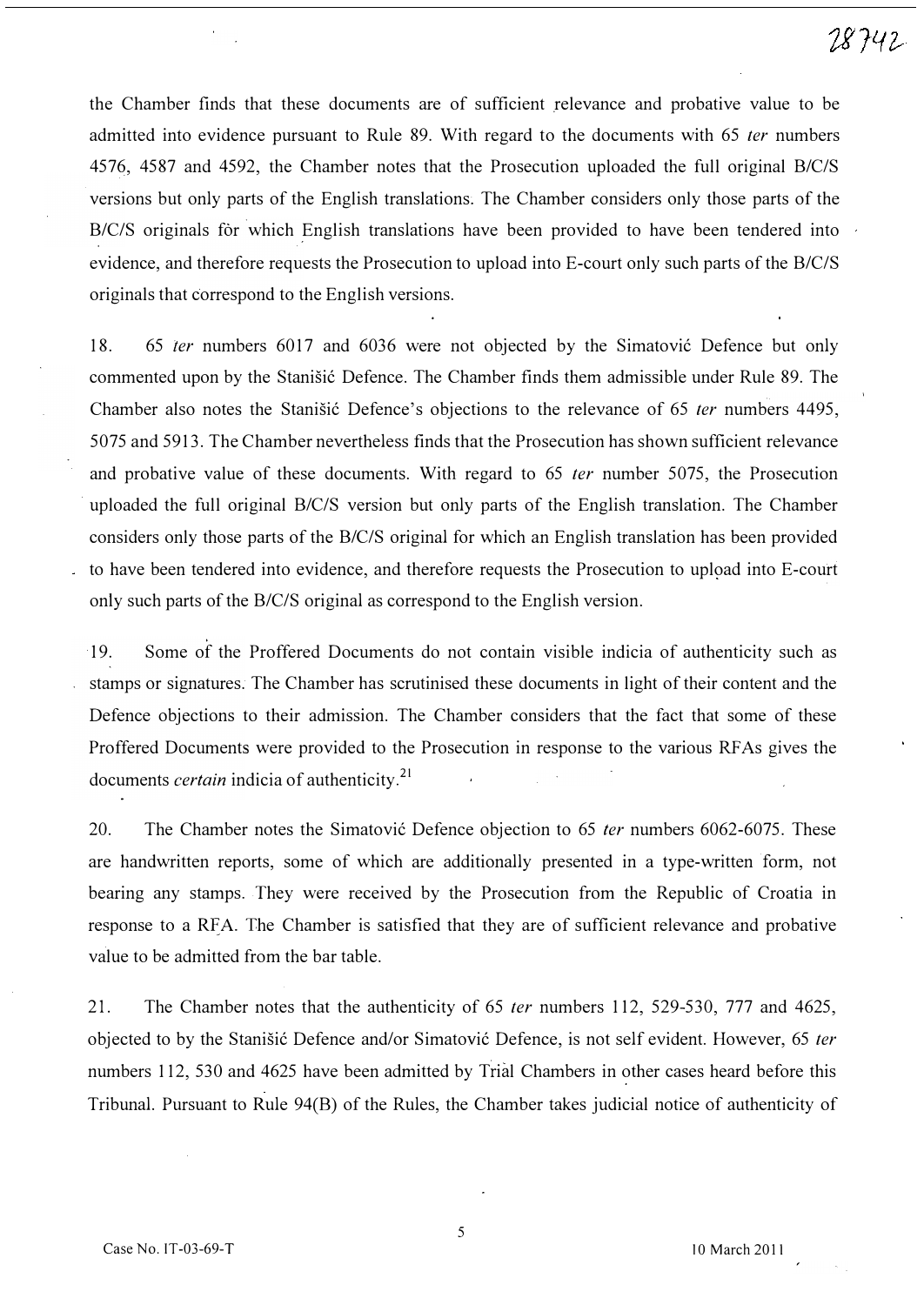the Chamber finds that these documents are of sufficient relevance and probative value to be admitted into evidence pursuant to Rule 89. With regard to the documents with 65 *ter* numbers 4576, 4587 and 4592, the Chamber notes that the Prosecution uploaded the full original B/C/S versions but only parts of the English translations. The Chamber considers only those parts of the B/C/S originals for which English translations have been provided to have been tendered into evidence, and therefore requests the Prosecution to upload into E-court only such parts of the B/C/S originals that correspond to the English versions.

18. 65 *ter* numbers 6017 and 6036 were not objected by the Simatović Defence but only commented upon by the Stanišić Defence. The Chamber finds them admissible under Rule 89. The Chamber also notes the Stanišić Defence's objections to the relevance of 65 *ter* numbers 4495, 5075 and 5913. The Chamber nevertheless finds that the Prosecution has shown sufficient relevance and probative value of these documents. With regard to 65 *ter* number 5075, the Prosecution uploaded the full original B/C/S version but only parts of the English translation. The Chamber considers only those parts of the B/C/S original for which an English translation has been provided to have been tendered into evidence, and therefore requests the Prosecution to upload into E-court only such parts of the B/C/S original as correspond to the English version.

19. Some of the Proffered Documents do not contain visible indicia of authenticity such as stamps or signatures. The Chamber has scrutinised these documents in light of their content and the Defence objections to their admission. The Chamber considers that the fact that some of these Proffered Documents were provided to the Prosecution in response to the various RFAs gives the documents *certain* indicia of authenticity.[21]

20. The Chamber notes the Simatović Defence objection to 65 *ter* numbers 6062-6075. These are handwritten reports, some of which are additionally presented in a type-written form, not bearing any stamps. They were received by the Prosecution from the Republic of Croatia in response to a RFA. The Chamber is satisfied that they are of sufficient relevance and probative value to be admitted from the bar table.

21. The Chamber notes that the authenticity of 65 *ter* numbers 112, 529-530, 777 and 4625, objected to by the Stanišić Defence and/or Simatović Defence, is not self evident. However, 65 *ter* numbers 112, 530 and 4625 have been admitted by Trial Chambers in other cases heard before this Tribunal. Pursuant to Rule 94(B) of the Rules, the Chamber takes judicial notice of authenticity of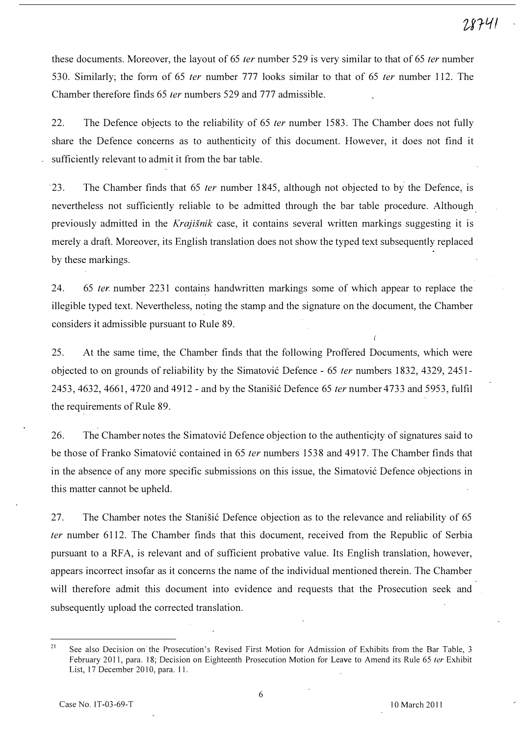these documents. Moreover, the layout of 65 *ter* number 529 is very similar to that of 65 *ter* number 530. Similarly, the form of 65 *ter* number 777 looks similar to that of 65 *ter* number 112. The Chamber therefore finds 65 *ter* numbers 529 and 777 admissible.

22. The Defence objects to the reliability of 65 *ter* number 1583. The Chamber does not fully share the Defence concerns as to authenticity of this document. However, it does not find it sufficiently relevant to admit it from the bar table.

23. The Chamber finds that 65 *ter* number 1845, although not objected to by the Defence, is nevertheless not sufficiently reliable to be admitted through the bar table procedure. Although previously admitted in the *Krajišnik* case, it contains several written markings suggesting it is merely a draft. Moreover, its English translation does not show the typed text subsequently replaced by these markings.

24. 65 *ter* number 2231 contains handwritten markings some of which appear to replace the illegible typed text. Nevertheless, noting the stamp and the signature on the document, the Chamber considers it admissible pursuant to Rule 89.

25. At the same time, the Chamber finds that the following Proffered Documents, which were objected to on grounds of reliability by the Simatović Defence - 65 *ter* numbers 1832, 4329, 2451-2453, 4632, 4661, 4720 and 4912 - and by the Stanišić Defence 65 *ter* number 4733 and 5953, fulfil the requirements of Rule 89.

26. The Chamber notes the Simatović Defence objection to the authenticity of signatures said to be those of Franko Simatović contained in 65 *ter* numbers 1538 and 4917. The Chamber finds that in the absence of any more specific submissions on this issue, the Simatović Defence objections in this matter cannot be upheld.

27. The Chamber notes the Stanišić Defence objection as to the relevance and reliability of 65 *ter* number 6112. The Chamber finds that this document, received from the Republic of Serbia pursuant to a RFA, is relevant and of sufficient probative value. Its English translation, however, appears incorrect insofar as it concerns the name of the individual mentioned therein. The Chamber will therefore admit this document into evidence and requests that the Prosecution seek and subsequently upload the corrected translation.

---

[21] See also Decision on the Prosecution's Revised First Motion for Admission of Exhibits from the Bar Table, 3 February 2011, para. 18; Decision on Eighteenth Prosecution Motion for Leave to Amend its Rule 65 *ter* Exhibit List, 17 December 2010, para. 11.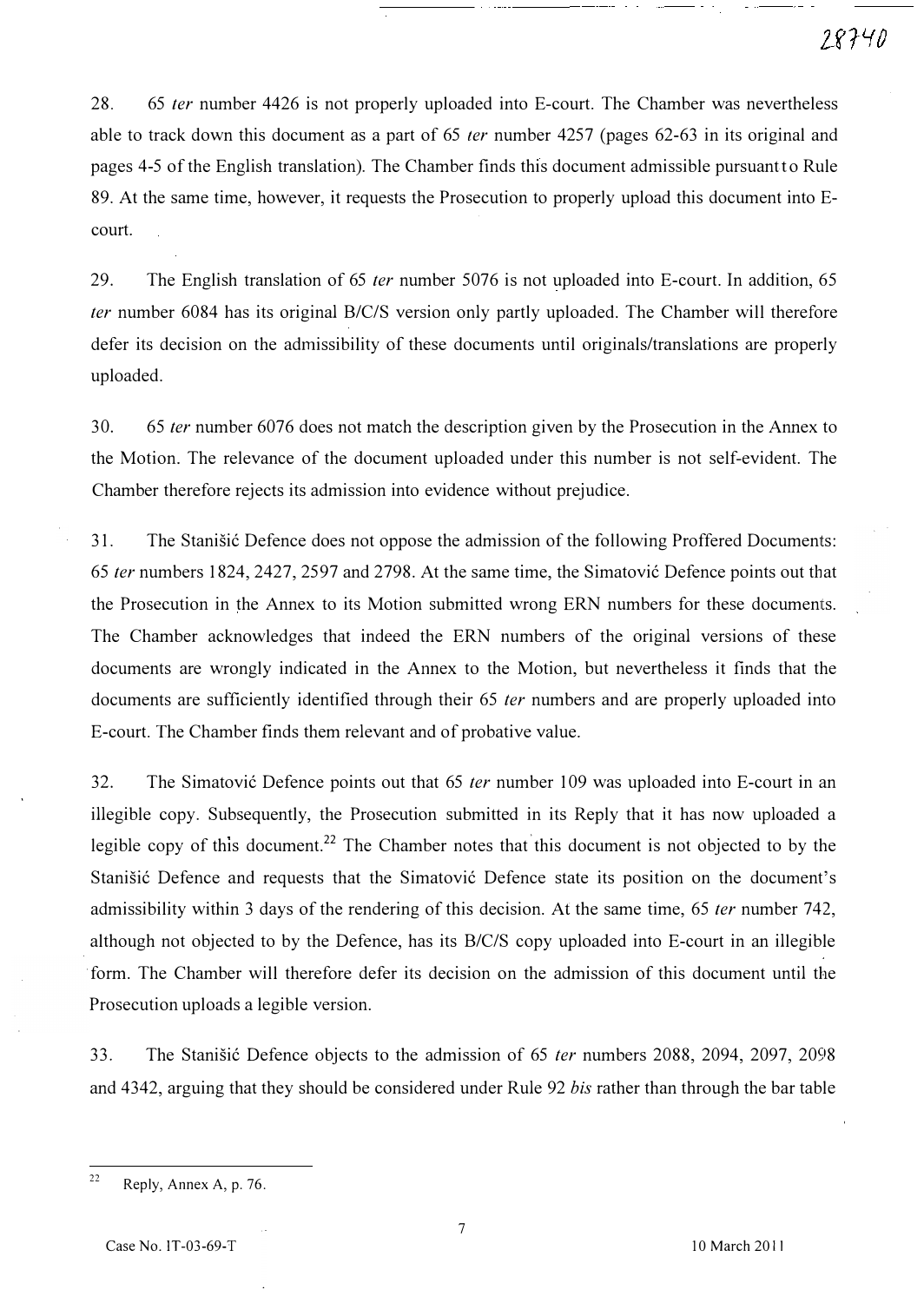28. 65 *ter* number 4426 is not properly uploaded into E-court. The Chamber was nevertheless able to track down this document as a part of 65 *ter* number 4257 (pages 62-63 in its original and pages 4-5 of the English translation). The Chamber finds this document admissible pursuant to Rule 89. At the same time, however, it requests the Prosecution to properly upload this document into E-court.

29. The English translation of 65 *ter* number 5076 is not uploaded into E-court. In addition, 65 *ter* number 6084 has its original B/C/S version only partly uploaded. The Chamber will therefore defer its decision on the admissibility of these documents until originals/translations are properly uploaded.

30. 65 *ter* number 6076 does not match the description given by the Prosecution in the Annex to the Motion. The relevance of the document uploaded under this number is not self-evident. The Chamber therefore rejects its admission into evidence without prejudice.

31. The Stanišić Defence does not oppose the admission of the following Proffered Documents: 65 *ter* numbers 1824, 2427, 2597 and 2798. At the same time, the Simatović Defence points out that the Prosecution in the Annex to its Motion submitted wrong ERN numbers for these documents. The Chamber acknowledges that indeed the ERN numbers of the original versions of these documents are wrongly indicated in the Annex to the Motion, but nevertheless it finds that the documents are sufficiently identified through their 65 *ter* numbers and are properly uploaded into E-court. The Chamber finds them relevant and of probative value.

32. The Simatović Defence points out that 65 *ter* number 109 was uploaded into E-court in an illegible copy. Subsequently, the Prosecution submitted in its Reply that it has now uploaded a legible copy of this document.[22] The Chamber notes that this document is not objected to by the Stanišić Defence and requests that the Simatović Defence state its position on the document's admissibility within 3 days of the rendering of this decision. At the same time, 65 *ter* number 742, although not objected to by the Defence, has its B/C/S copy uploaded into E-court in an illegible form. The Chamber will therefore defer its decision on the admission of this document until the Prosecution uploads a legible version.

33. The Stanišić Defence objects to the admission of 65 *ter* numbers 2088, 2094, 2097, 2098 and 4342, arguing that they should be considered under Rule 92 *bis* rather than through the bar table

---

[22] Reply, Annex A, p. 76.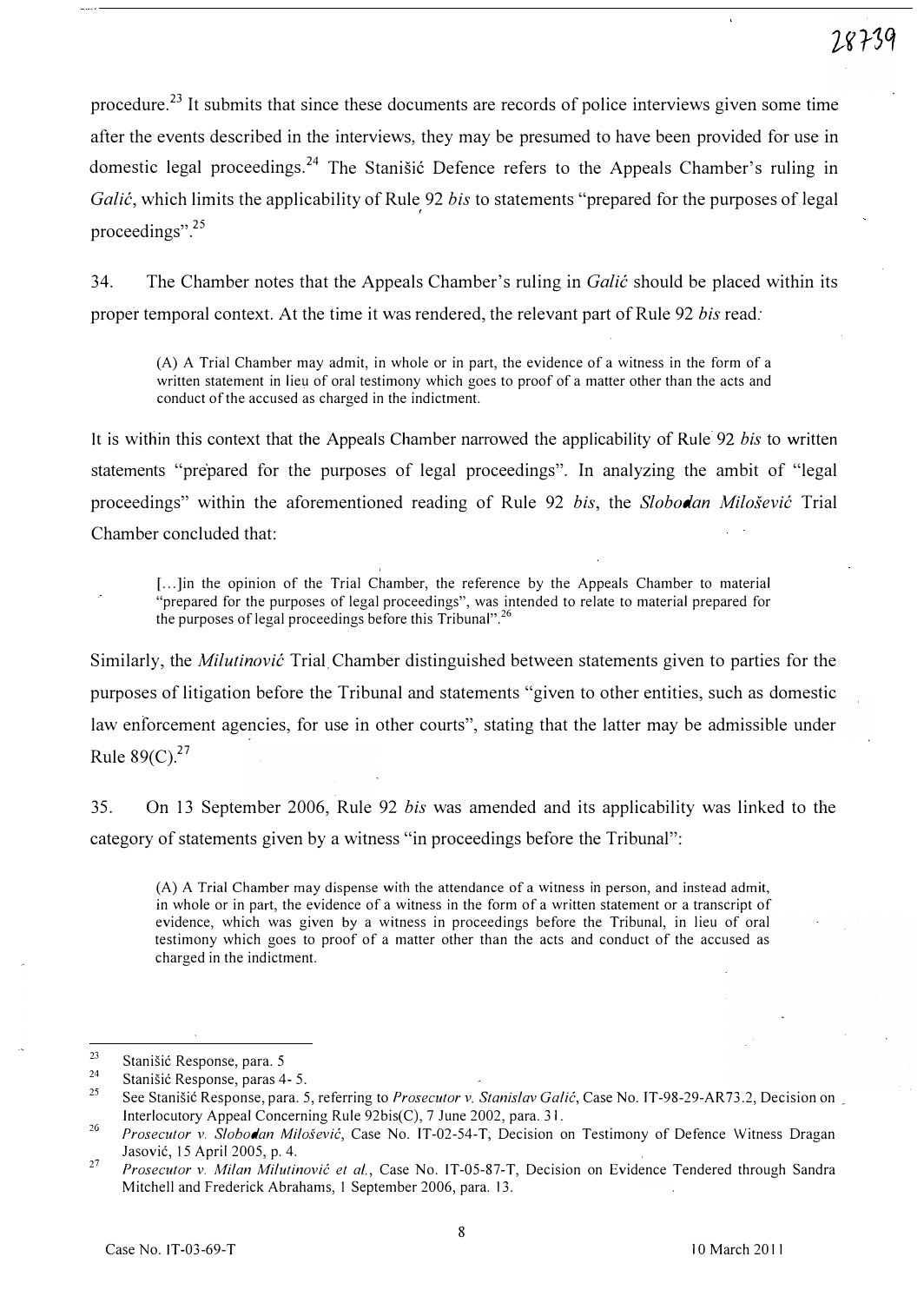procedure.[23] It submits that since these documents are records of police interviews given some time after the events described in the interviews, they may be presumed to have been provided for use in domestic legal proceedings.[24] The Stanišić Defence refers to the Appeals Chamber's ruling in *Galić*, which limits the applicability of Rule 92 *bis* to statements "prepared for the purposes of legal proceedings".[25]

34. The Chamber notes that the Appeals Chamber's ruling in *Galić* should be placed within its proper temporal context. At the time it was rendered, the relevant part of Rule 92 *bis* read:

> (A) A Trial Chamber may admit, in whole or in part, the evidence of a witness in the form of a written statement in lieu of oral testimony which goes to proof of a matter other than the acts and conduct of the accused as charged in the indictment.

It is within this context that the Appeals Chamber narrowed the applicability of Rule 92 *bis* to written statements "prepared for the purposes of legal proceedings". In analyzing the ambit of "legal proceedings" within the aforementioned reading of Rule 92 *bis*, the *Slobodan Milošević* Trial Chamber concluded that:

> [...]in the opinion of the Trial Chamber, the reference by the Appeals Chamber to material "prepared for the purposes of legal proceedings", was intended to relate to material prepared for the purposes of legal proceedings before this Tribunal".[26]

Similarly, the *Milutinović* Trial Chamber distinguished between statements given to parties for the purposes of litigation before the Tribunal and statements "given to other entities, such as domestic law enforcement agencies, for use in other courts", stating that the latter may be admissible under Rule 89(C).[27]

35. On 13 September 2006, Rule 92 *bis* was amended and its applicability was linked to the category of statements given by a witness "in proceedings before the Tribunal":

> (A) A Trial Chamber may dispense with the attendance of a witness in person, and instead admit, in whole or in part, the evidence of a witness in the form of a written statement or a transcript of evidence, which was given by a witness in proceedings before the Tribunal, in lieu of oral testimony which goes to proof of a matter other than the acts and conduct of the accused as charged in the indictment.

---

[23] Stanišić Response, para. 5

[24] Stanišić Response, paras 4- 5.

[25] See Stanišić Response, para. 5, referring to *Prosecutor v. Stanislav Galić*, Case No. IT-98-29-AR73.2, Decision on Interlocutory Appeal Concerning Rule 92bis(C), 7 June 2002, para. 31.

[26] *Prosecutor v. Slobodan Milošević*, Case No. IT-02-54-T, Decision on Testimony of Defence Witness Dragan Jasović, 15 April 2005, p. 4.

[27] *Prosecutor v. Milan Milutinović et al.*, Case No. IT-05-87-T, Decision on Evidence Tendered through Sandra Mitchell and Frederick Abrahams, 1 September 2006, para. 13.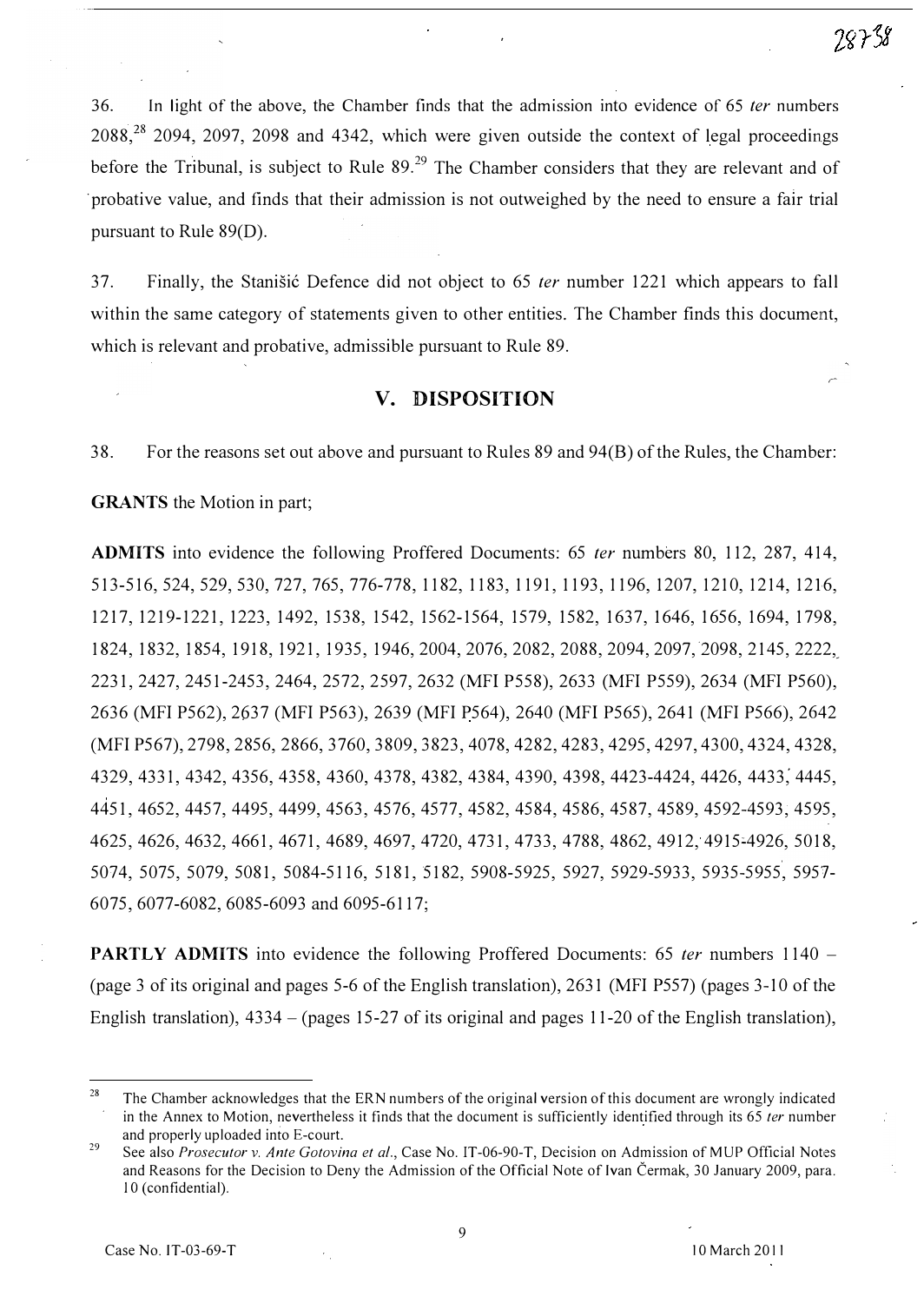36. In light of the above, the Chamber finds that the admission into evidence of 65 *ter* numbers 2088,[28] 2094, 2097, 2098 and 4342, which were given outside the context of legal proceedings before the Tribunal, is subject to Rule 89.[29] The Chamber considers that they are relevant and of probative value, and finds that their admission is not outweighed by the need to ensure a fair trial pursuant to Rule 89(D).

37. Finally, the Stanišić Defence did not object to 65 *ter* number 1221 which appears to fall within the same category of statements given to other entities. The Chamber finds this document, which is relevant and probative, admissible pursuant to Rule 89.

## V. DISPOSITION

38. For the reasons set out above and pursuant to Rules 89 and 94(B) of the Rules, the Chamber:

**GRANTS** the Motion in part;

**ADMITS** into evidence the following Proffered Documents: 65 *ter* numbers 80, 112, 287, 414, 513-516, 524, 529, 530, 727, 765, 776-778, 1182, 1183, 1191, 1193, 1196, 1207, 1210, 1214, 1216, 1217, 1219-1221, 1223, 1492, 1538, 1542, 1562-1564, 1579, 1582, 1637, 1646, 1656, 1694, 1798, 1824, 1832, 1854, 1918, 1921, 1935, 1946, 2004, 2076, 2082, 2088, 2094, 2097, 2098, 2145, 2222, 2231, 2427, 2451-2453, 2464, 2572, 2597, 2632 (MFI P558), 2633 (MFI P559), 2634 (MFI P560), 2636 (MFI P562), 2637 (MFI P563), 2639 (MFI P564), 2640 (MFI P565), 2641 (MFI P566), 2642 (MFI P567), 2798, 2856, 2866, 3760, 3809, 3823, 4078, 4282, 4283, 4295, 4297, 4300, 4324, 4328, 4329, 4331, 4342, 4356, 4358, 4360, 4378, 4382, 4384, 4390, 4398, 4423-4424, 4426, 4433, 4445, 4451, 4652, 4457, 4495, 4499, 4563, 4576, 4577, 4582, 4584, 4586, 4587, 4589, 4592-4593, 4595, 4625, 4626, 4632, 4661, 4671, 4689, 4697, 4720, 4731, 4733, 4788, 4862, 4912, 4915-4926, 5018, 5074, 5075, 5079, 5081, 5084-5116, 5181, 5182, 5908-5925, 5927, 5929-5933, 5935-5955, 5957-6075, 6077-6082, 6085-6093 and 6095-6117;

**PARTLY ADMITS** into evidence the following Proffered Documents: 65 *ter* numbers 1140 – (page 3 of its original and pages 5-6 of the English translation), 2631 (MFI P557) (pages 3-10 of the English translation), 4334 – (pages 15-27 of its original and pages 11-20 of the English translation),

---

[28] The Chamber acknowledges that the ERN numbers of the original version of this document are wrongly indicated in the Annex to Motion, nevertheless it finds that the document is sufficiently identified through its 65 *ter* number and properly uploaded into E-court.

[29] See also *Prosecutor v. Ante Gotovina et al.*, Case No. IT-06-90-T, Decision on Admission of MUP Official Notes and Reasons for the Decision to Deny the Admission of the Official Note of Ivan Čermak, 30 January 2009, para. 10 (confidential).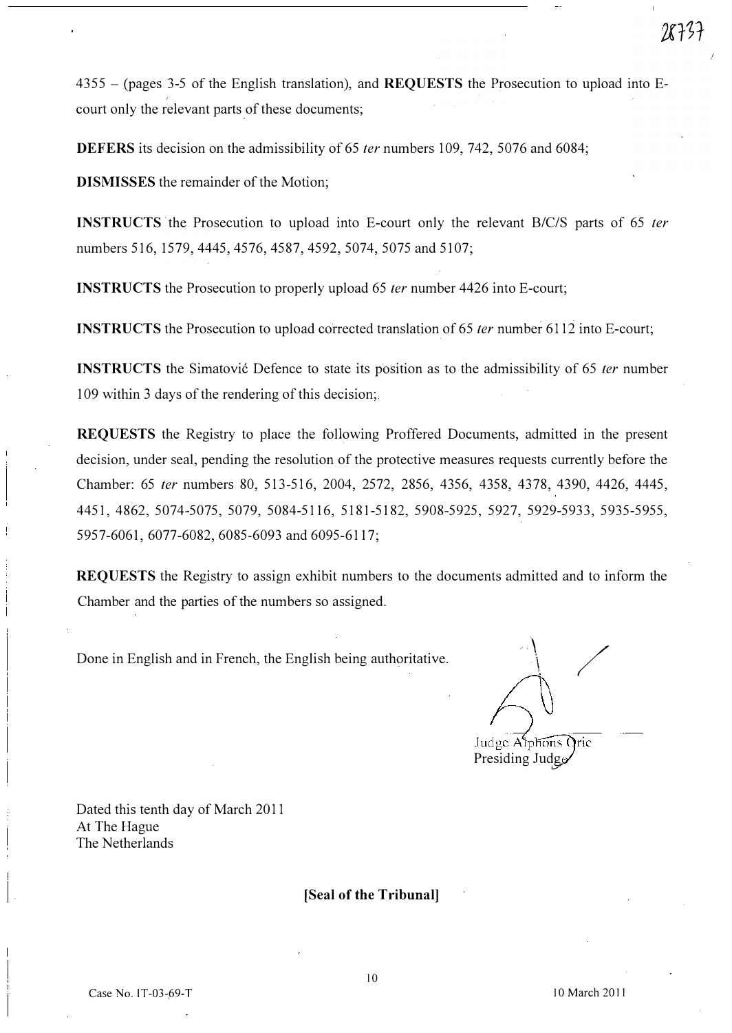4355 – (pages 3-5 of the English translation), and **REQUESTS** the Prosecution to upload into E-court only the relevant parts of these documents;

**DEFERS** its decision on the admissibility of 65 *ter* numbers 109, 742, 5076 and 6084;

**DISMISSES** the remainder of the Motion;

**INSTRUCTS** the Prosecution to upload into E-court only the relevant B/C/S parts of 65 *ter* numbers 516, 1579, 4445, 4576, 4587, 4592, 5074, 5075 and 5107;

**INSTRUCTS** the Prosecution to properly upload 65 *ter* number 4426 into E-court;

**INSTRUCTS** the Prosecution to upload corrected translation of 65 *ter* number 6112 into E-court;

**INSTRUCTS** the Simatović Defence to state its position as to the admissibility of 65 *ter* number 109 within 3 days of the rendering of this decision;

**REQUESTS** the Registry to place the following Proffered Documents, admitted in the present decision, under seal, pending the resolution of the protective measures requests currently before the Chamber: 65 *ter* numbers 80, 513-516, 2004, 2572, 2856, 4356, 4358, 4378, 4390, 4426, 4445, 4451, 4862, 5074-5075, 5079, 5084-5116, 5181-5182, 5908-5925, 5927, 5929-5933, 5935-5955, 5957-6061, 6077-6082, 6085-6093 and 6095-6117;

**REQUESTS** the Registry to assign exhibit numbers to the documents admitted and to inform the Chamber and the parties of the numbers so assigned.

Done in English and in French, the English being authoritative.

Judge Alphons Orie
Presiding Judge

Dated this tenth day of March 2011
At The Hague
The Netherlands

**[Seal of the Tribunal]**